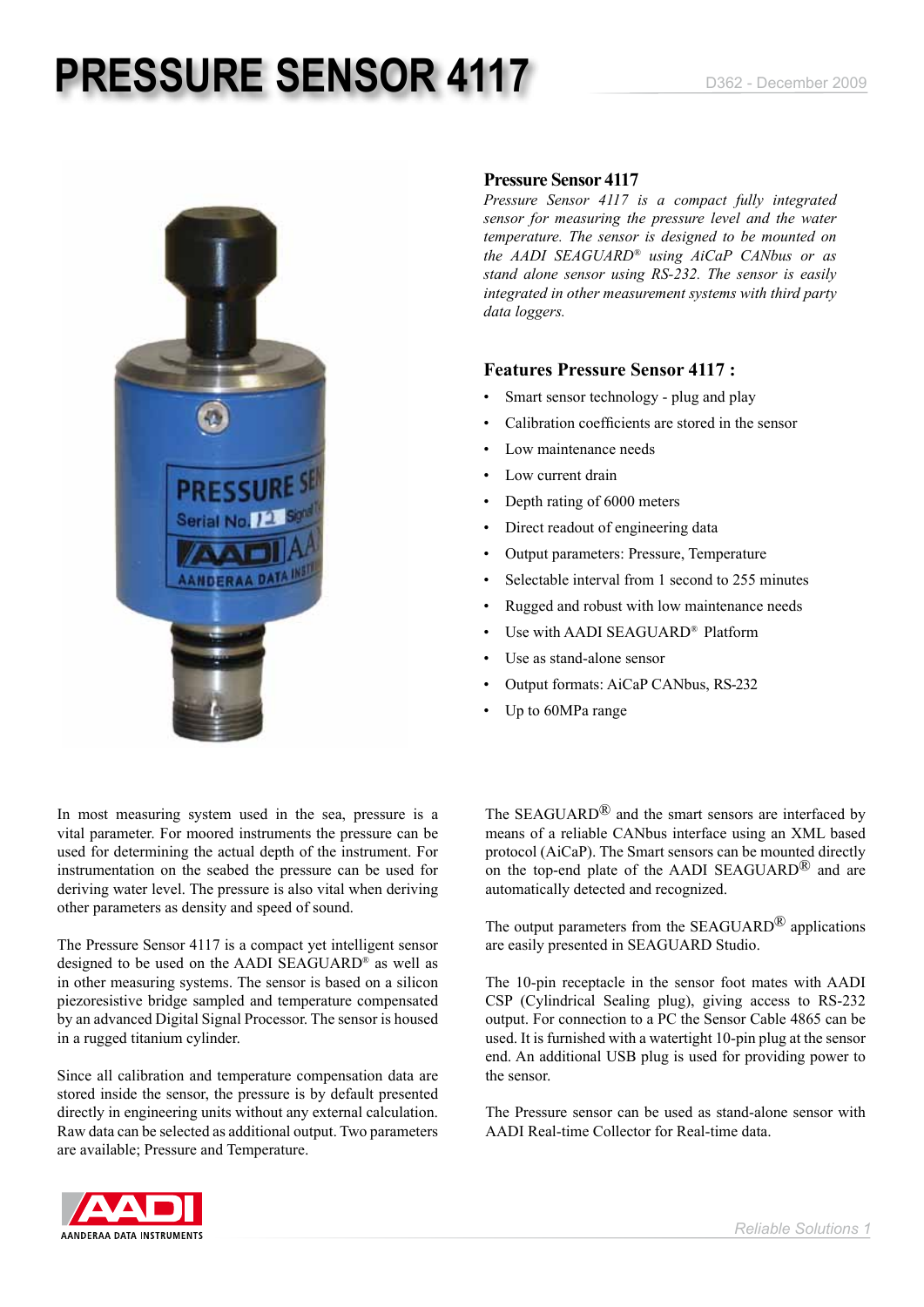# PRESSURE SENSOR 4117

D362 - December 2009

## Pressure Sensor 4117

*Pressure Sensor 4117 is a compact fully integrated sensor for measuring the pressure level and the water temperature. The sensor is designed to be mounted on the AADI SEAGUARD® using AiCaP CANbus or as stand alone sensor using RS-232. The sensor is easily integrated in other measurement systems with third party data loggers.*

## Features Pressure Sensor 4117 :

- Smart sensor technology - plug and play
- Calibration coefficients are stored in the sensor
- Low maintenance needs
- Low current drain
- Depth rating of 6000 meters
- Direct readout of engineering data
- Output parameters: Pressure, Temperature
- Selectable interval from 1 second to 255 minutes
- Rugged and robust with low maintenance needs
- Use with AADI SEAGUARD® Platform
- Use as stand-alone sensor
- Output formats: AiCaP CANbus, RS-232
- Up to 60MPa range

In most measuring system used in the sea, pressure is a vital parameter. For moored instruments the pressure can be used for determining the actual depth of the instrument. For instrumentation on the seabed the pressure can be used for deriving water level. The pressure is also vital when deriving other parameters as density and speed of sound.

The Pressure Sensor 4117 is a compact yet intelligent sensor designed to be used on the AADI SEAGUARD® as well as in other measuring systems. The sensor is based on a silicon piezoresistive bridge sampled and temperature compensated by an advanced Digital Signal Processor. The sensor is housed in a rugged titanium cylinder.

Since all calibration and temperature compensation data are stored inside the sensor, the pressure is by default presented directly in engineering units without any external calculation. Raw data can be selected as additional output. Two parameters are available; Pressure and Temperature.

The SEAGUARD® and the smart sensors are interfaced by means of a reliable CANbus interface using an XML based protocol (AiCaP). The Smart sensors can be mounted directly on the top-end plate of the AADI SEAGUARD® and are automatically detected and recognized.

The output parameters from the SEAGUARD® applications are easily presented in SEAGUARD Studio.

The 10-pin receptacle in the sensor foot mates with AADI CSP (Cylindrical Sealing plug), giving access to RS-232 output. For connection to a PC the Sensor Cable 4865 can be used. It is furnished with a watertight 10-pin plug at the sensor end. An additional USB plug is used for providing power to the sensor.

The Pressure sensor can be used as stand-alone sensor with AADI Real-time Collector for Real-time data.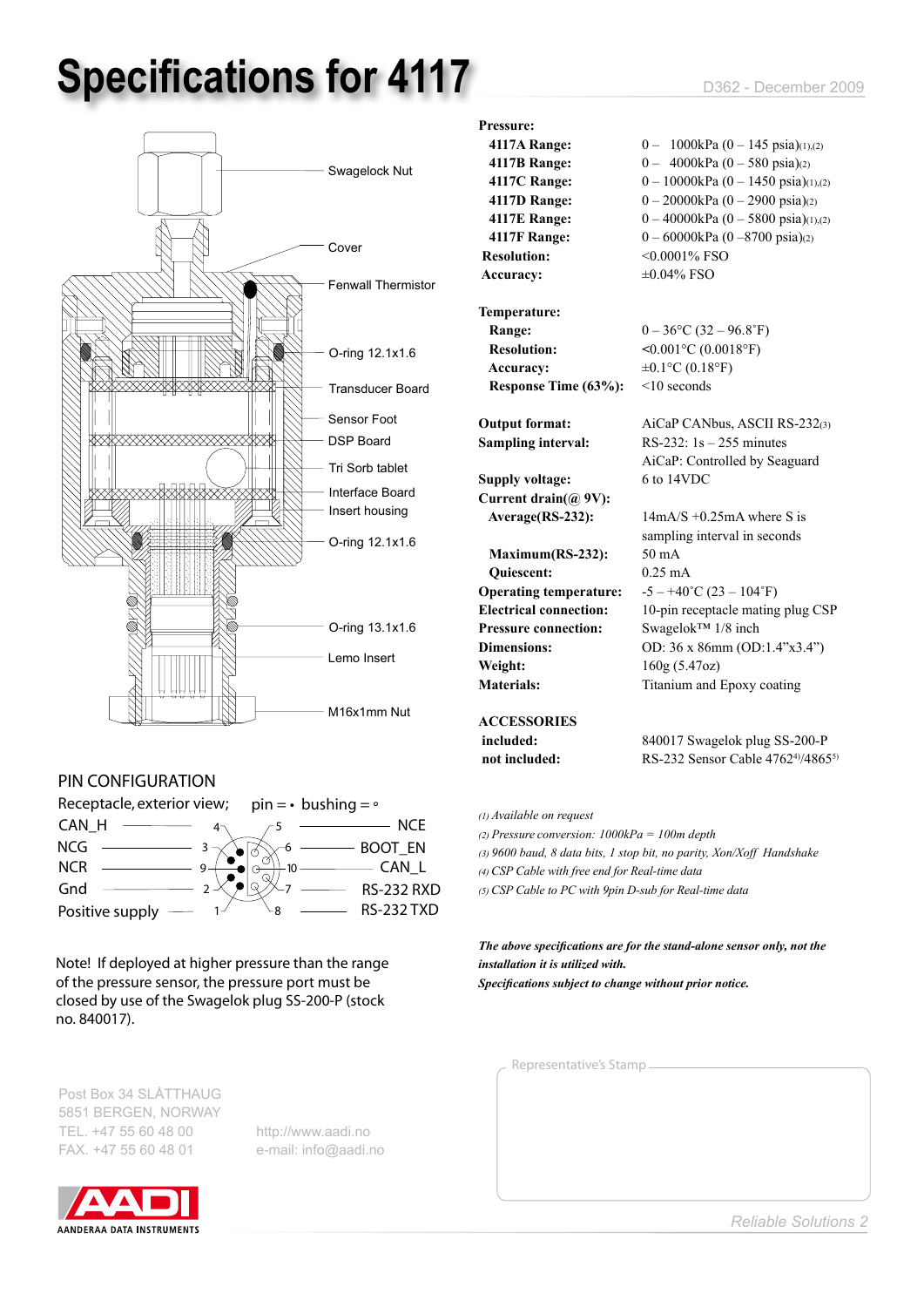# Specifications for 4117

D362 - December 2009

Swagelock Nut
Cover
Fenwall Thermistor
O-ring 12.1x1.6
Transducer Board
Sensor Foot
DSP Board
Tri Sorb tablet
Interface Board
Insert housing
O-ring 12.1x1.6
O-ring 13.1x1.6
Lemo Insert
M16x1mm Nut

| | |
|---|---|
| **Pressure:** | |
| **4117A Range:** | 0 – 1000kPa (0 – 145 psia)(1),(2) |
| **4117B Range:** | 0 – 4000kPa (0 – 580 psia)(2) |
| **4117C Range:** | 0 – 10000kPa (0 – 1450 psia)(1),(2) |
| **4117D Range:** | 0 – 20000kPa (0 – 2900 psia)(2) |
| **4117E Range:** | 0 – 40000kPa (0 – 5800 psia)(1),(2) |
| **4117F Range:** | 0 – 60000kPa (0 –8700 psia)(2) |
| **Resolution:** | <0.0001% FSO |
| **Accuracy:** | ±0.04% FSO |
| **Temperature:** | |
| **Range:** | 0 – 36°C (32 – 96.8˚F) |
| **Resolution:** | <0.001°C (0.0018°F) |
| **Accuracy:** | ±0.1°C (0.18°F) |
| **Response Time (63%):** | <10 seconds |
| **Output format:** | AiCaP CANbus, ASCII RS-232(3) |
| **Sampling interval:** | RS-232: 1s – 255 minutes<br>AiCaP: Controlled by Seaguard |
| **Supply voltage:** | 6 to 14VDC |
| **Current drain(@ 9V):** | |
| **Average(RS-232):** | 14mA/S +0.25mA where S is sampling interval in seconds |
| **Maximum(RS-232):** | 50 mA |
| **Quiescent:** | 0.25 mA |
| **Operating temperature:** | -5 – +40˚C (23 – 104˚F) |
| **Electrical connection:** | 10-pin receptacle mating plug CSP |
| **Pressure connection:** | Swagelok™ 1/8 inch |
| **Dimensions:** | OD: 36 x 86mm (OD:1.4"x3.4") |
| **Weight:** | 160g (5.47oz) |
| **Materials:** | Titanium and Epoxy coating |
| **ACCESSORIES** | |
| **included:** | 840017 Swagelok plug SS-200-P |
| **not included:** | RS-232 Sensor Cable 4762[4]/4865[5] |

*(1) Available on request*
*(2) Pressure conversion: 1000kPa = 100m depth*
*(3) 9600 baud, 8 data bits, 1 stop bit, no parity, Xon/Xoff Handshake*
*(4) CSP Cable with free end for Real-time data*
*(5) CSP Cable to PC with 9pin D-sub for Real-time data*

## PIN CONFIGURATION

Receptacle, exterior view; pin = • bushing = ◦

| | | | |
|---|---|---|---|
| CAN_H | 4 | 5 | NCE |
| NCG | 3 | 6 | BOOT_EN |
| NCR | 9 | 10 | CAN_L |
| Gnd | 2 | 7 | RS-232 RXD |
| Positive supply | 1 | 8 | RS-232 TXD |

Note! If deployed at higher pressure than the range of the pressure sensor, the pressure port must be closed by use of the Swagelok plug SS-200-P (stock no. 840017).

***The above specifications are for the stand-alone sensor only, not the installation it is utilized with.***
***Specifications subject to change without prior notice.***

Post Box 34 SLÅTTHAUG
5851 BERGEN, NORWAY
TEL. +47 55 60 48 00
FAX. +47 55 60 48 01

http://www.aadi.no
e-mail: info@aadi.no

Representative's Stamp

AADI
AANDERAA DATA INSTRUMENTS

Reliable Solutions